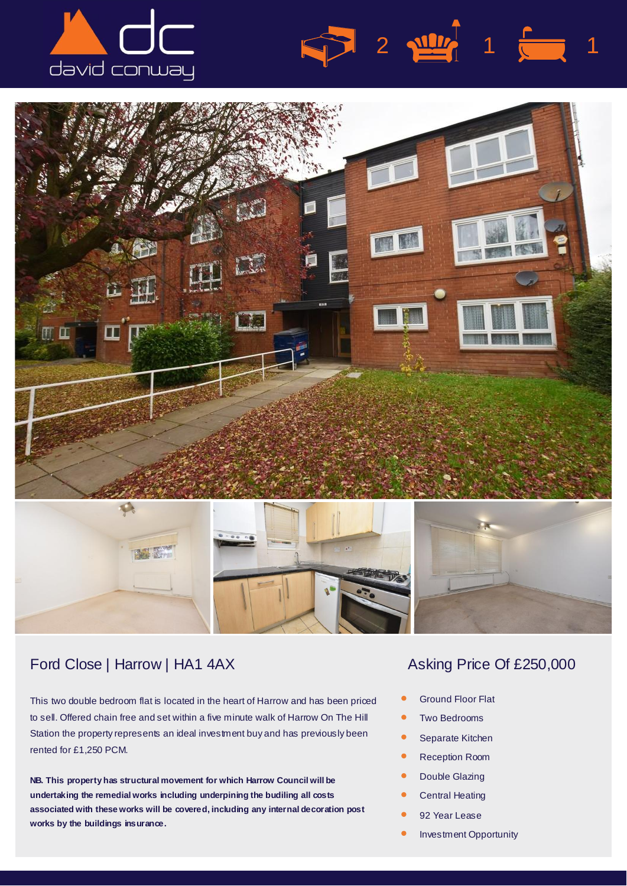david conway

2 | 1 | 1

## Ford Close | Harrow | HA1 4AX

## Asking Price Of £250,000

This two double bedroom flat is located in the heart of Harrow and has been priced to sell. Offered chain free and set within a five minute walk of Harrow On The Hill Station the property represents an ideal investment buy and has previously been rented for £1,250 PCM.

**NB. This property has structural movement for which Harrow Council will be undertaking the remedial works including underpining the budiling all costs associated with these works will be covered, including any internal decoration post works by the buildings insurance.**

- Ground Floor Flat
- Two Bedrooms
- Separate Kitchen
- Reception Room
- Double Glazing
- Central Heating
- 92 Year Lease
- Investment Opportunity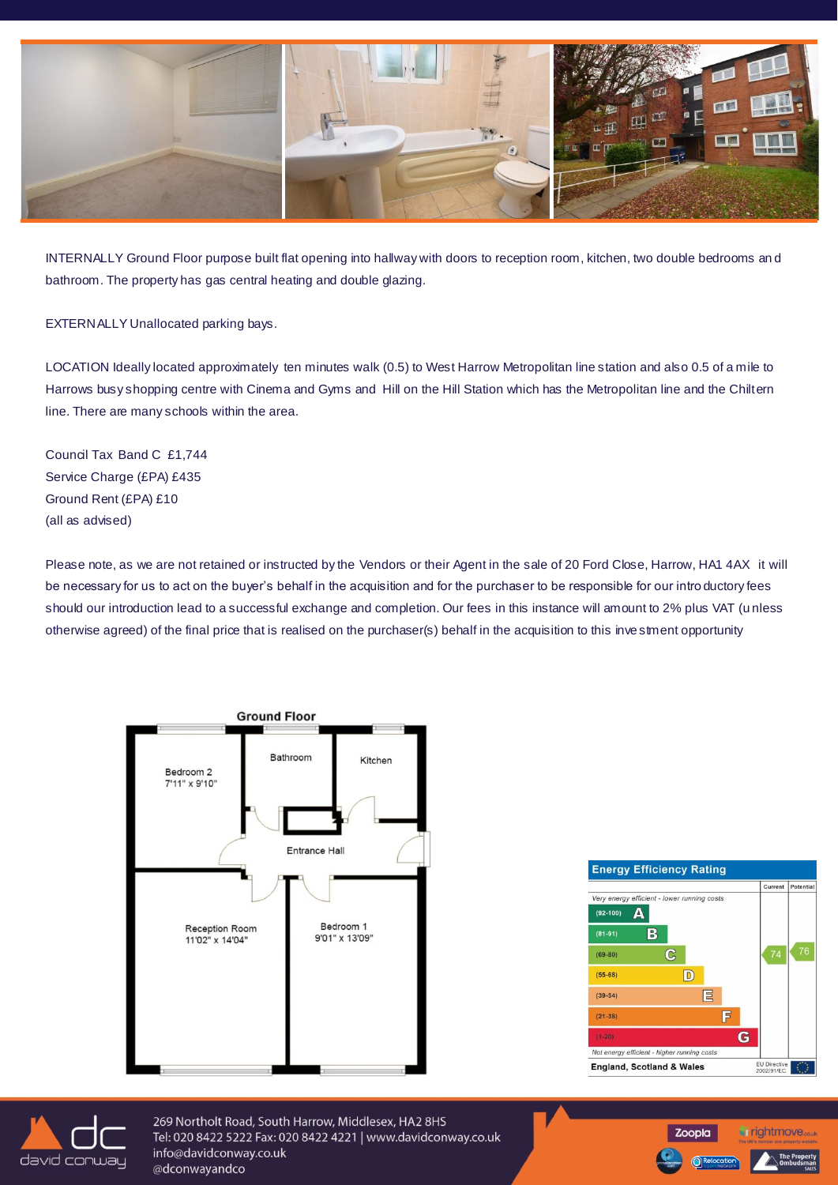INTERNALLY Ground Floor purpose built flat opening into hallway with doors to reception room, kitchen, two double bedrooms and bathroom. The property has gas central heating and double glazing.

EXTERNALLY Unallocated parking bays.

LOCATION Ideally located approximately ten minutes walk (0.5) to West Harrow Metropolitan line station and also 0.5 of a mile to Harrows busy shopping centre with Cinema and Gyms and Hill on the Hill Station which has the Metropolitan line and the Chiltern line. There are many schools within the area.

Council Tax Band C £1,744
Service Charge (£PA) £435
Ground Rent (£PA) £10
(all as advised)

Please note, as we are not retained or instructed by the Vendors or their Agent in the sale of 20 Ford Close, Harrow, HA1 4AX it will be necessary for us to act on the buyer's behalf in the acquisition and for the purchaser to be responsible for our introductory fees should our introduction lead to a successful exchange and completion. Our fees in this instance will amount to 2% plus VAT (unless otherwise agreed) of the final price that is realised on the purchaser(s) behalf in the acquisition to this investment opportunity

Ground Floor

Bedroom 2
7'11" x 9'10"

Bathroom

Kitchen

Entrance Hall

Reception Room
11'02" x 14'04"

Bedroom 1
9'01" x 13'09"

Energy Efficiency Rating

Current
Potential

Very energy efficient - lower running costs

(92-100) A

(81-91) B

(69-80) C

(55-68) D

(39-54) E

(21-38) F

(1-20) G

Not energy efficient - higher running costs

74

76

England, Scotland & Wales

EU Directive 2002/91/EC

269 Northolt Road, South Harrow, Middlesex, HA2 8HS
Tel: 020 8422 5222 Fax: 020 8422 4221 | www.davidconway.co.uk
info@davidconway.co.uk
@dconwayandco